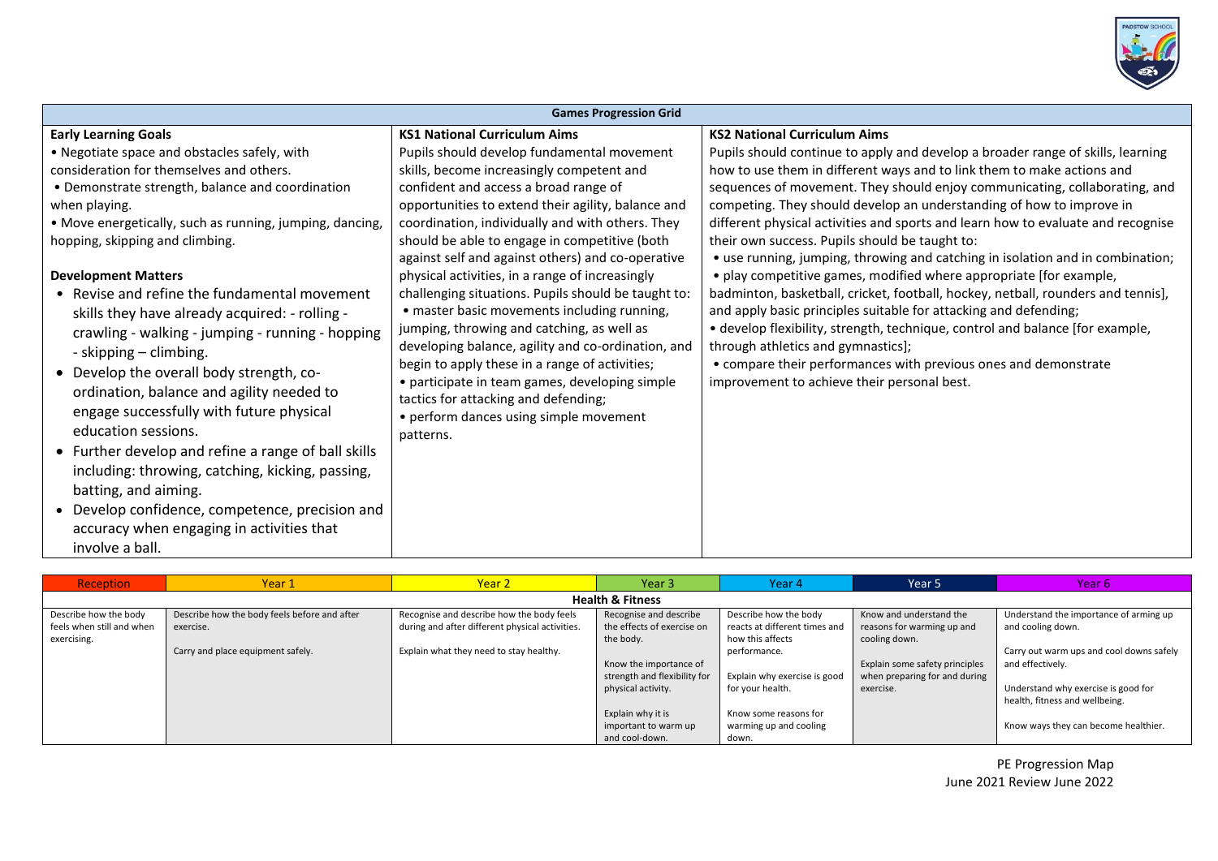| Games Progression Grid | | |
|---|---|---|
| **Early Learning Goals**<br>• Negotiate space and obstacles safely, with consideration for themselves and others.<br>• Demonstrate strength, balance and coordination when playing.<br>• Move energetically, such as running, jumping, dancing, hopping, skipping and climbing.<br><br>**Development Matters**<br>• Revise and refine the fundamental movement skills they have already acquired: - rolling - crawling - walking - jumping - running - hopping - skipping – climbing.<br>• Develop the overall body strength, co-ordination, balance and agility needed to engage successfully with future physical education sessions.<br>• Further develop and refine a range of ball skills including: throwing, catching, kicking, passing, batting, and aiming.<br>• Develop confidence, competence, precision and accuracy when engaging in activities that involve a ball. | **KS1 National Curriculum Aims**<br>Pupils should develop fundamental movement skills, become increasingly competent and confident and access a broad range of opportunities to extend their agility, balance and coordination, individually and with others. They should be able to engage in competitive (both against self and against others) and co-operative physical activities, in a range of increasingly challenging situations. Pupils should be taught to:<br>• master basic movements including running, jumping, throwing and catching, as well as developing balance, agility and co-ordination, and begin to apply these in a range of activities;<br>• participate in team games, developing simple tactics for attacking and defending;<br>• perform dances using simple movement patterns. | **KS2 National Curriculum Aims**<br>Pupils should continue to apply and develop a broader range of skills, learning how to use them in different ways and to link them to make actions and sequences of movement. They should enjoy communicating, collaborating, and competing. They should develop an understanding of how to improve in different physical activities and sports and learn how to evaluate and recognise their own success. Pupils should be taught to:<br>• use running, jumping, throwing and catching in isolation and in combination;<br>• play competitive games, modified where appropriate [for example, badminton, basketball, cricket, football, hockey, netball, rounders and tennis], and apply basic principles suitable for attacking and defending;<br>• develop flexibility, strength, technique, control and balance [for example, through athletics and gymnastics];<br>• compare their performances with previous ones and demonstrate improvement to achieve their personal best. |

| Reception | Year 1 | Year 2 | Year 3 | Year 4 | Year 5 | Year 6 |
|---|---|---|---|---|---|---|
| **Health & Fitness** | | | | | | |
| Describe how the body feels when still and when exercising. | Describe how the body feels before and after exercise.<br><br>Carry and place equipment safely. | Recognise and describe how the body feels during and after different physical activities.<br><br>Explain what they need to stay healthy. | Recognise and describe the effects of exercise on the body.<br><br>Know the importance of strength and flexibility for physical activity.<br><br>Explain why it is important to warm up and cool-down. | Describe how the body reacts at different times and how this affects performance.<br><br>Explain why exercise is good for your health.<br><br>Know some reasons for warming up and cooling down. | Know and understand the reasons for warming up and cooling down.<br><br>Explain some safety principles when preparing for and during exercise. | Understand the importance of arming up and cooling down.<br><br>Carry out warm ups and cool downs safely and effectively.<br><br>Understand why exercise is good for health, fitness and wellbeing.<br><br>Know ways they can become healthier. |

PE Progression Map
June 2021 Review June 2022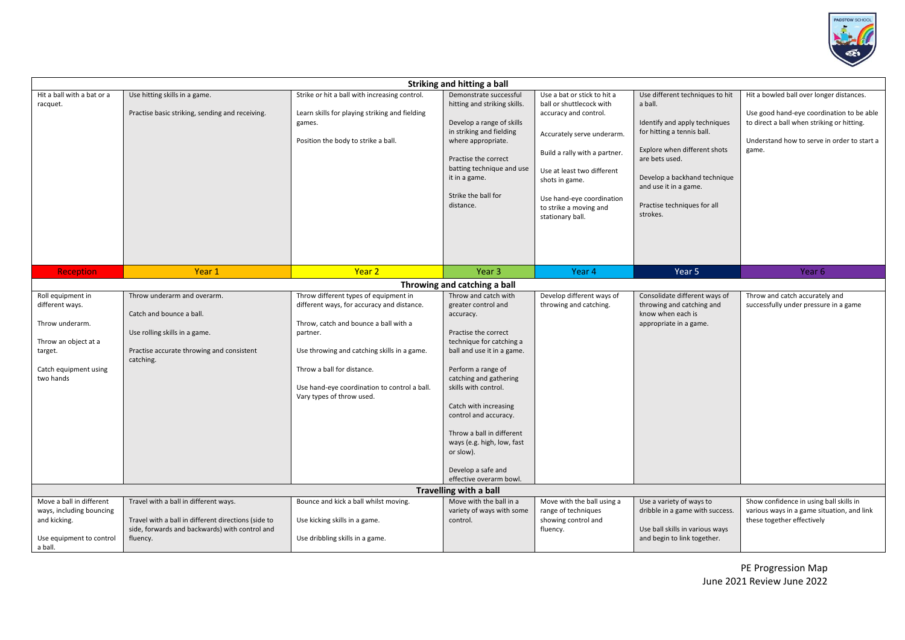| Reception | Year 1 | Year 2 | Year 3 | Year 4 | Year 5 | Year 6 |
|---|---|---|---|---|---|---|
| **Striking and hitting a ball** | | | | | | |
| Hit a ball with a bat or a racquet. | Use hitting skills in a game.<br><br>Practise basic striking, sending and receiving. | Strike or hit a ball with increasing control.<br><br>Learn skills for playing striking and fielding games.<br><br>Position the body to strike a ball. | Demonstrate successful hitting and striking skills.<br><br>Develop a range of skills in striking and fielding where appropriate.<br><br>Practise the correct batting technique and use it in a game.<br><br>Strike the ball for distance. | Use a bat or stick to hit a ball or shuttlecock with accuracy and control.<br><br>Accurately serve underarm.<br><br>Build a rally with a partner.<br><br>Use at least two different shots in game.<br><br>Use hand-eye coordination to strike a moving and stationary ball. | Use different techniques to hit a ball.<br><br>Identify and apply techniques for hitting a tennis ball.<br><br>Explore when different shots are bets used.<br><br>Develop a backhand technique and use it in a game.<br><br>Practise techniques for all strokes. | Hit a bowled ball over longer distances.<br><br>Use good hand-eye coordination to be able to direct a ball when striking or hitting.<br><br>Understand how to serve in order to start a game. |
| **Throwing and catching a ball** | | | | | | |
| Roll equipment in different ways.<br><br>Throw underarm.<br><br>Throw an object at a target.<br><br>Catch equipment using two hands | Throw underarm and overarm.<br><br>Catch and bounce a ball.<br><br>Use rolling skills in a game.<br><br>Practise accurate throwing and consistent catching. | Throw different types of equipment in different ways, for accuracy and distance.<br><br>Throw, catch and bounce a ball with a partner.<br><br>Use throwing and catching skills in a game.<br><br>Throw a ball for distance.<br><br>Use hand-eye coordination to control a ball. Vary types of throw used. | Throw and catch with greater control and accuracy.<br><br>Practise the correct technique for catching a ball and use it in a game.<br><br>Perform a range of catching and gathering skills with control.<br><br>Catch with increasing control and accuracy.<br><br>Throw a ball in different ways (e.g. high, low, fast or slow).<br><br>Develop a safe and effective overarm bowl. | Develop different ways of throwing and catching. | Consolidate different ways of throwing and catching and know when each is appropriate in a game. | Throw and catch accurately and successfully under pressure in a game |
| **Travelling with a ball** | | | | | | |
| Move a ball in different ways, including bouncing and kicking.<br><br>Use equipment to control a ball. | Travel with a ball in different ways.<br><br>Travel with a ball in different directions (side to side, forwards and backwards) with control and fluency. | Bounce and kick a ball whilst moving.<br><br>Use kicking skills in a game.<br><br>Use dribbling skills in a game. | Move with the ball in a variety of ways with some control. | Move with the ball using a range of techniques showing control and fluency. | Use a variety of ways to dribble in a game with success.<br><br>Use ball skills in various ways and begin to link together. | Show confidence in using ball skills in various ways in a game situation, and link these together effectively |

PE Progression Map
June 2021 Review June 2022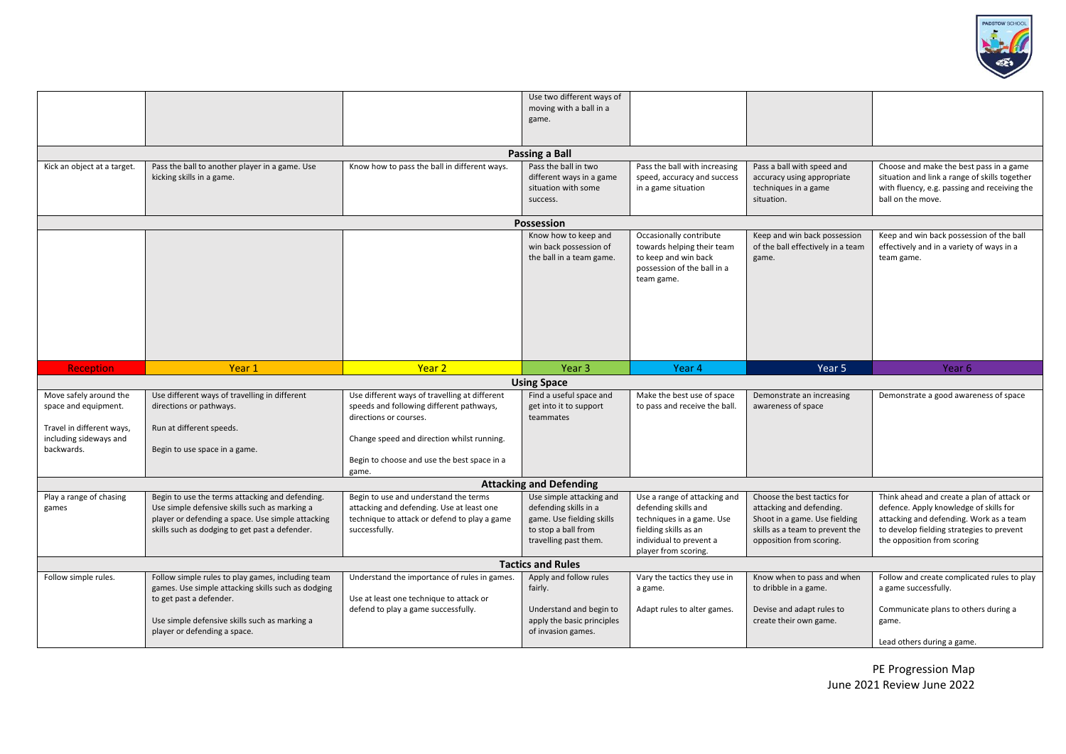| | | | | | | |
|---|---|---|---|---|---|---|
| | | | Use two different ways of moving with a ball in a game. | | | |
| **Passing a Ball** | | | | | | |
| Kick an object at a target. | Pass the ball to another player in a game. Use kicking skills in a game. | Know how to pass the ball in different ways. | Pass the ball in two different ways in a game situation with some success. | Pass the ball with increasing speed, accuracy and success in a game situation | Pass a ball with speed and accuracy using appropriate techniques in a game situation. | Choose and make the best pass in a game situation and link a range of skills together with fluency, e.g. passing and receiving the ball on the move. |
| **Possession** | | | | | | |
| | | | Know how to keep and win back possession of the ball in a team game. | Occasionally contribute towards helping their team to keep and win back possession of the ball in a team game. | Keep and win back possession of the ball effectively in a team game. | Keep and win back possession of the ball effectively and in a variety of ways in a team game. |
| **Reception** | **Year 1** | **Year 2** | **Year 3** | **Year 4** | **Year 5** | **Year 6** |
| **Using Space** | | | | | | |
| Move safely around the space and equipment.<br><br>Travel in different ways, including sideways and backwards. | Use different ways of travelling in different directions or pathways.<br><br>Run at different speeds.<br><br>Begin to use space in a game. | Use different ways of travelling at different speeds and following different pathways, directions or courses.<br><br>Change speed and direction whilst running.<br><br>Begin to choose and use the best space in a game. | Find a useful space and get into it to support teammates | Make the best use of space to pass and receive the ball. | Demonstrate an increasing awareness of space | Demonstrate a good awareness of space |
| **Attacking and Defending** | | | | | | |
| Play a range of chasing games | Begin to use the terms attacking and defending. Use simple defensive skills such as marking a player or defending a space. Use simple attacking skills such as dodging to get past a defender. | Begin to use and understand the terms attacking and defending. Use at least one technique to attack or defend to play a game successfully. | Use simple attacking and defending skills in a game. Use fielding skills to stop a ball from travelling past them. | Use a range of attacking and defending skills and techniques in a game. Use fielding skills as an individual to prevent a player from scoring. | Choose the best tactics for attacking and defending. Shoot in a game. Use fielding skills as a team to prevent the opposition from scoring. | Think ahead and create a plan of attack or defence. Apply knowledge of skills for attacking and defending. Work as a team to develop fielding strategies to prevent the opposition from scoring |
| **Tactics and Rules** | | | | | | |
| Follow simple rules. | Follow simple rules to play games, including team games. Use simple attacking skills such as dodging to get past a defender.<br><br>Use simple defensive skills such as marking a player or defending a space. | Understand the importance of rules in games.<br><br>Use at least one technique to attack or defend to play a game successfully. | Apply and follow rules fairly.<br><br>Understand and begin to apply the basic principles of invasion games. | Vary the tactics they use in a game.<br><br>Adapt rules to alter games. | Know when to pass and when to dribble in a game.<br><br>Devise and adapt rules to create their own game. | Follow and create complicated rules to play a game successfully.<br><br>Communicate plans to others during a game.<br><br>Lead others during a game. |

PE Progression Map
June 2021 Review June 2022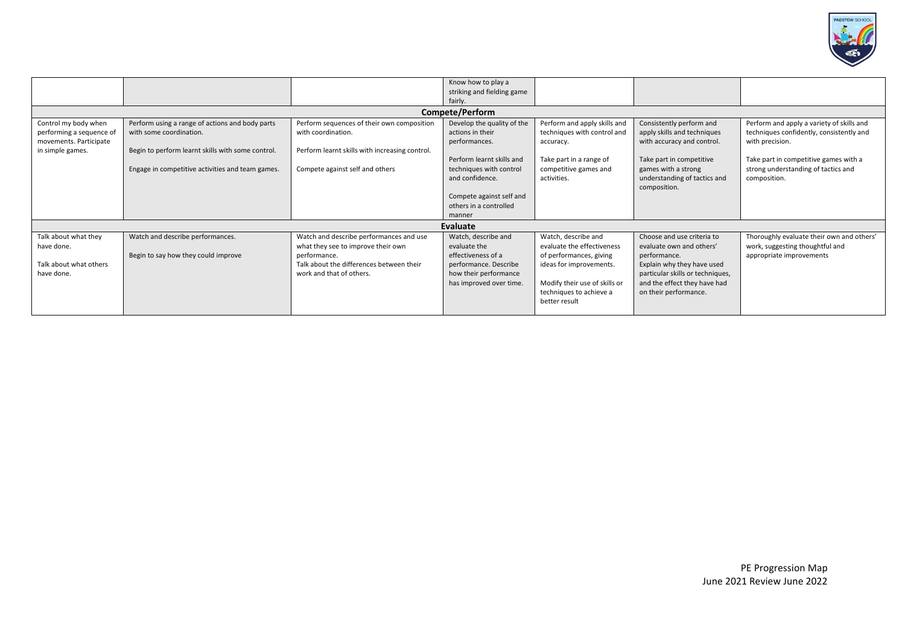| | | | | | | |
|---|---|---|---|---|---|---|
| | | | Know how to play a striking and fielding game fairly. | | | |
| | | | **Compete/Perform** | | | |
| Control my body when performing a sequence of movements. Participate in simple games. | Perform using a range of actions and body parts with some coordination.<br><br>Begin to perform learnt skills with some control.<br><br>Engage in competitive activities and team games. | Perform sequences of their own composition with coordination.<br><br>Perform learnt skills with increasing control.<br><br>Compete against self and others | Develop the quality of the actions in their performances.<br><br>Perform learnt skills and techniques with control and confidence.<br><br>Compete against self and others in a controlled manner | Perform and apply skills and techniques with control and accuracy.<br><br>Take part in a range of competitive games and activities. | Consistently perform and apply skills and techniques with accuracy and control.<br><br>Take part in competitive games with a strong understanding of tactics and composition. | Perform and apply a variety of skills and techniques confidently, consistently and with precision.<br><br>Take part in competitive games with a strong understanding of tactics and composition. |
| | | | **Evaluate** | | | |
| Talk about what they have done.<br><br>Talk about what others have done. | Watch and describe performances.<br><br>Begin to say how they could improve | Watch and describe performances and use what they see to improve their own performance.<br>Talk about the differences between their work and that of others. | Watch, describe and evaluate the effectiveness of a performance. Describe how their performance has improved over time. | Watch, describe and evaluate the effectiveness of performances, giving ideas for improvements.<br><br>Modify their use of skills or techniques to achieve a better result | Choose and use criteria to evaluate own and others' performance.<br>Explain why they have used particular skills or techniques, and the effect they have had on their performance. | Thoroughly evaluate their own and others' work, suggesting thoughtful and appropriate improvements |

PE Progression Map
June 2021 Review June 2022